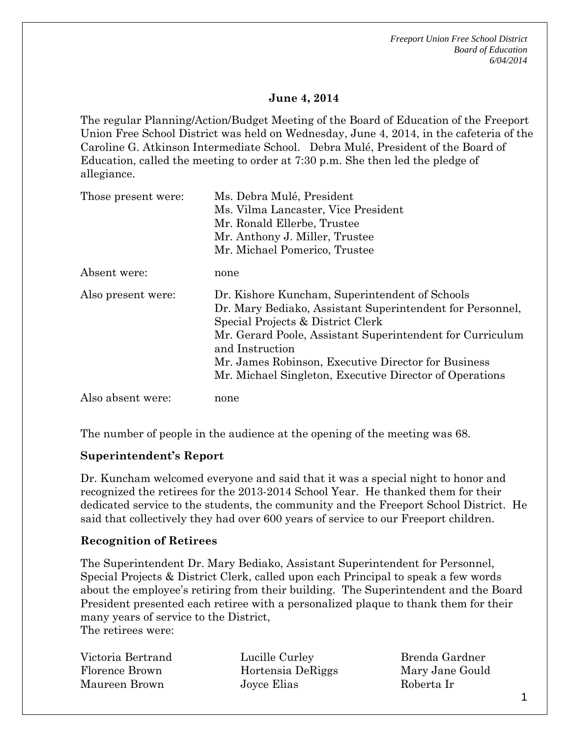**June 4, 2014**

The regular Planning/Action/Budget Meeting of the Board of Education of the Freeport Union Free School District was held on Wednesday, June 4, 2014, in the cafeteria of the Caroline G. Atkinson Intermediate School. Debra Mulé, President of the Board of Education, called the meeting to order at 7:30 p.m. She then led the pledge of allegiance.

| | |
|---|---|
| Those present were: | Ms. Debra Mulé, President<br>Ms. Vilma Lancaster, Vice President<br>Mr. Ronald Ellerbe, Trustee<br>Mr. Anthony J. Miller, Trustee<br>Mr. Michael Pomerico, Trustee |
| Absent were: | none |
| Also present were: | Dr. Kishore Kuncham, Superintendent of Schools<br>Dr. Mary Bediako, Assistant Superintendent for Personnel, Special Projects & District Clerk<br>Mr. Gerard Poole, Assistant Superintendent for Curriculum and Instruction<br>Mr. James Robinson, Executive Director for Business<br>Mr. Michael Singleton, Executive Director of Operations |
| Also absent were: | none |

The number of people in the audience at the opening of the meeting was 68.

**Superintendent's Report**

Dr. Kuncham welcomed everyone and said that it was a special night to honor and recognized the retirees for the 2013-2014 School Year. He thanked them for their dedicated service to the students, the community and the Freeport School District. He said that collectively they had over 600 years of service to our Freeport children.

**Recognition of Retirees**

The Superintendent Dr. Mary Bediako, Assistant Superintendent for Personnel, Special Projects & District Clerk, called upon each Principal to speak a few words about the employee's retiring from their building. The Superintendent and the Board President presented each retiree with a personalized plaque to thank them for their many years of service to the District,
The retirees were:

| | | |
|---|---|---|
| Victoria Bertrand | Lucille Curley | Brenda Gardner |
| Florence Brown | Hortensia DeRiggs | Mary Jane Gould |
| Maureen Brown | Joyce Elias | Roberta Ir |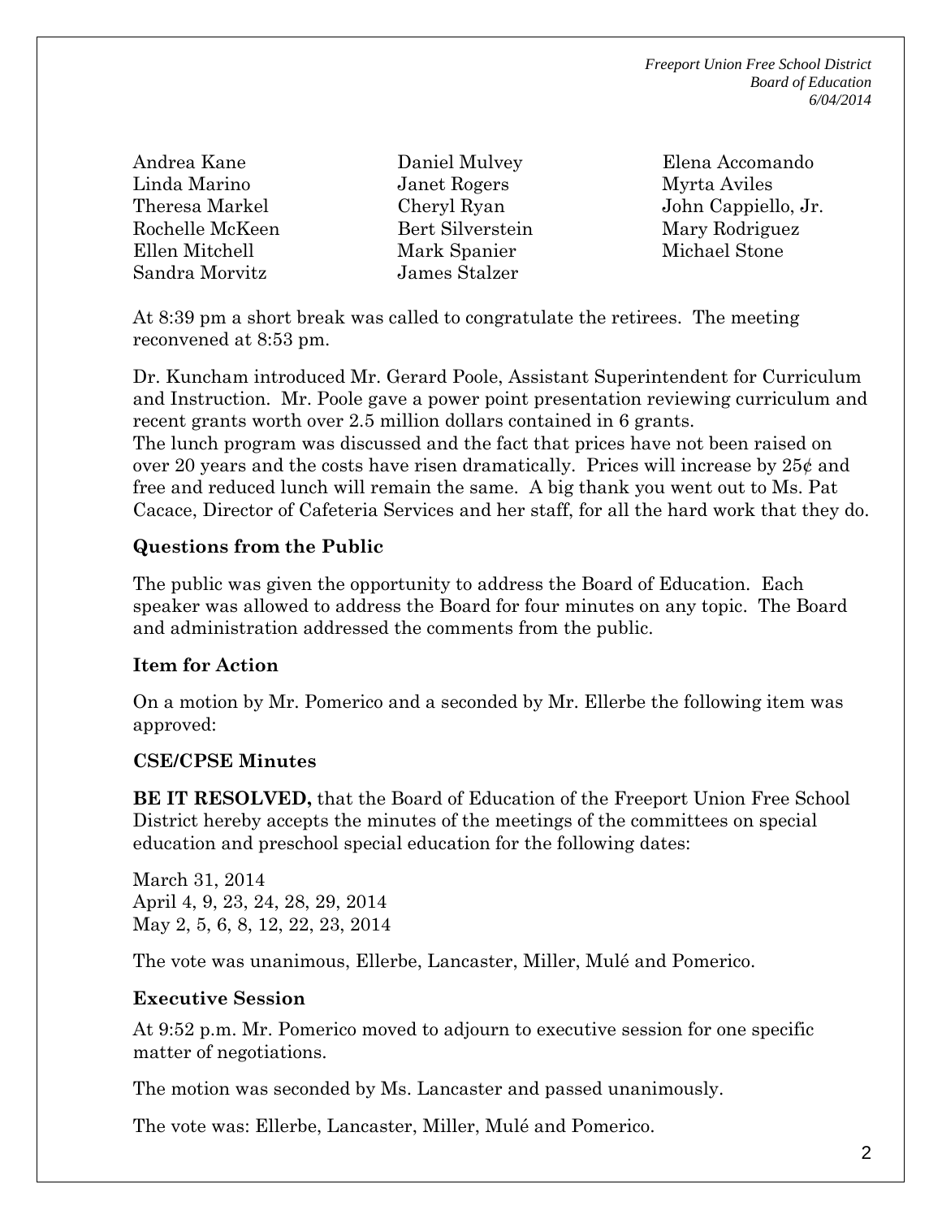| | | |
|---|---|---|
| Andrea Kane | Daniel Mulvey | Elena Accomando |
| Linda Marino | Janet Rogers | Myrta Aviles |
| Theresa Markel | Cheryl Ryan | John Cappiello, Jr. |
| Rochelle McKeen | Bert Silverstein | Mary Rodriguez |
| Ellen Mitchell | Mark Spanier | Michael Stone |
| Sandra Morvitz | James Stalzer | |

At 8:39 pm a short break was called to congratulate the retirees. The meeting reconvened at 8:53 pm.

Dr. Kuncham introduced Mr. Gerard Poole, Assistant Superintendent for Curriculum and Instruction. Mr. Poole gave a power point presentation reviewing curriculum and recent grants worth over 2.5 million dollars contained in 6 grants.
The lunch program was discussed and the fact that prices have not been raised on over 20 years and the costs have risen dramatically. Prices will increase by 25¢ and free and reduced lunch will remain the same. A big thank you went out to Ms. Pat Cacace, Director of Cafeteria Services and her staff, for all the hard work that they do.

### Questions from the Public

The public was given the opportunity to address the Board of Education. Each speaker was allowed to address the Board for four minutes on any topic. The Board and administration addressed the comments from the public.

### Item for Action

On a motion by Mr. Pomerico and a seconded by Mr. Ellerbe the following item was approved:

### CSE/CPSE Minutes

**BE IT RESOLVED,** that the Board of Education of the Freeport Union Free School District hereby accepts the minutes of the meetings of the committees on special education and preschool special education for the following dates:

March 31, 2014
April 4, 9, 23, 24, 28, 29, 2014
May 2, 5, 6, 8, 12, 22, 23, 2014

The vote was unanimous, Ellerbe, Lancaster, Miller, Mulé and Pomerico.

### Executive Session

At 9:52 p.m. Mr. Pomerico moved to adjourn to executive session for one specific matter of negotiations.

The motion was seconded by Ms. Lancaster and passed unanimously.

The vote was: Ellerbe, Lancaster, Miller, Mulé and Pomerico.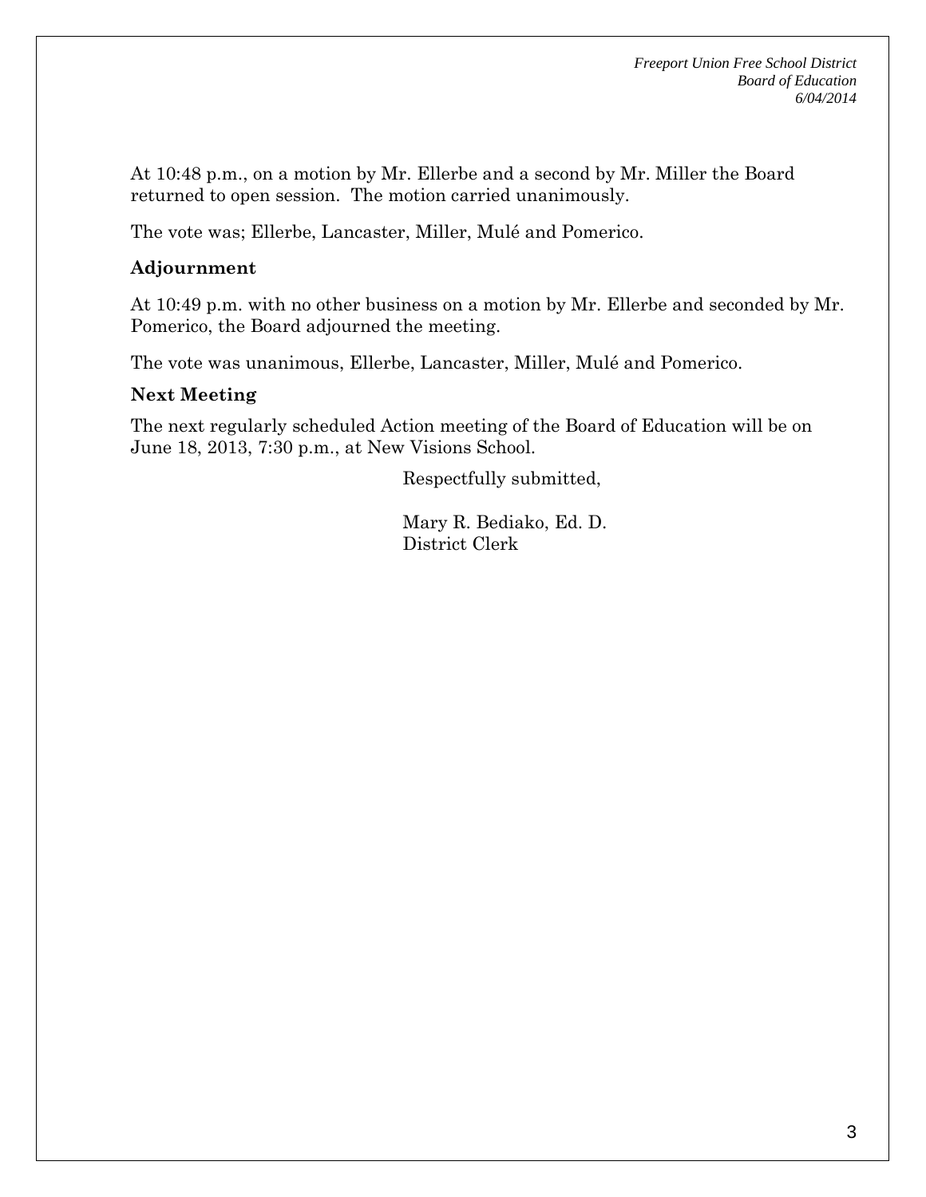At 10:48 p.m., on a motion by Mr. Ellerbe and a second by Mr. Miller the Board returned to open session. The motion carried unanimously.

The vote was; Ellerbe, Lancaster, Miller, Mulé and Pomerico.

**Adjournment**

At 10:49 p.m. with no other business on a motion by Mr. Ellerbe and seconded by Mr. Pomerico, the Board adjourned the meeting.

The vote was unanimous, Ellerbe, Lancaster, Miller, Mulé and Pomerico.

**Next Meeting**

The next regularly scheduled Action meeting of the Board of Education will be on June 18, 2013, 7:30 p.m., at New Visions School.

Respectfully submitted,

Mary R. Bediako, Ed. D.
District Clerk